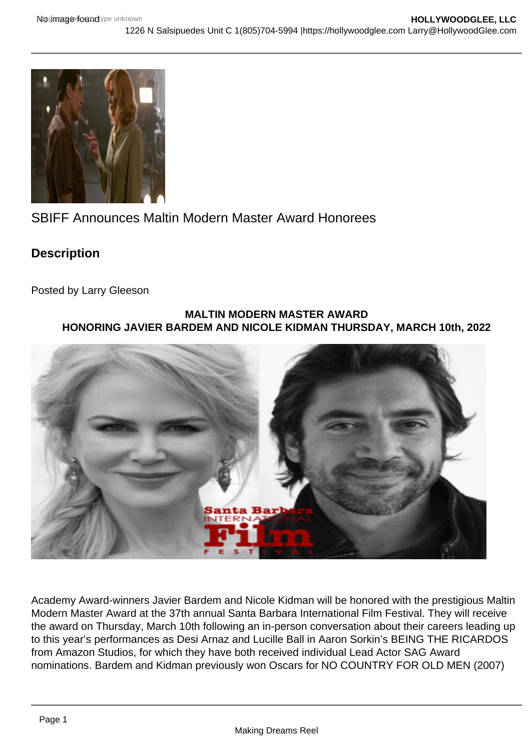SBIFF Announces Maltin Modern Master Award Honorees

## Description

Posted by Larry Gleeson

**MALTIN MODERN MASTER AWARD**
**HONORING JAVIER BARDEM AND NICOLE KIDMAN THURSDAY, MARCH 10th, 2022**

Academy Award-winners Javier Bardem and Nicole Kidman will be honored with the prestigious Maltin Modern Master Award at the 37th annual Santa Barbara International Film Festival. They will receive the award on Thursday, March 10th following an in-person conversation about their careers leading up to this year's performances as Desi Arnaz and Lucille Ball in Aaron Sorkin's BEING THE RICARDOS from Amazon Studios, for which they have both received individual Lead Actor SAG Award nominations. Bardem and Kidman previously won Oscars for NO COUNTRY FOR OLD MEN (2007)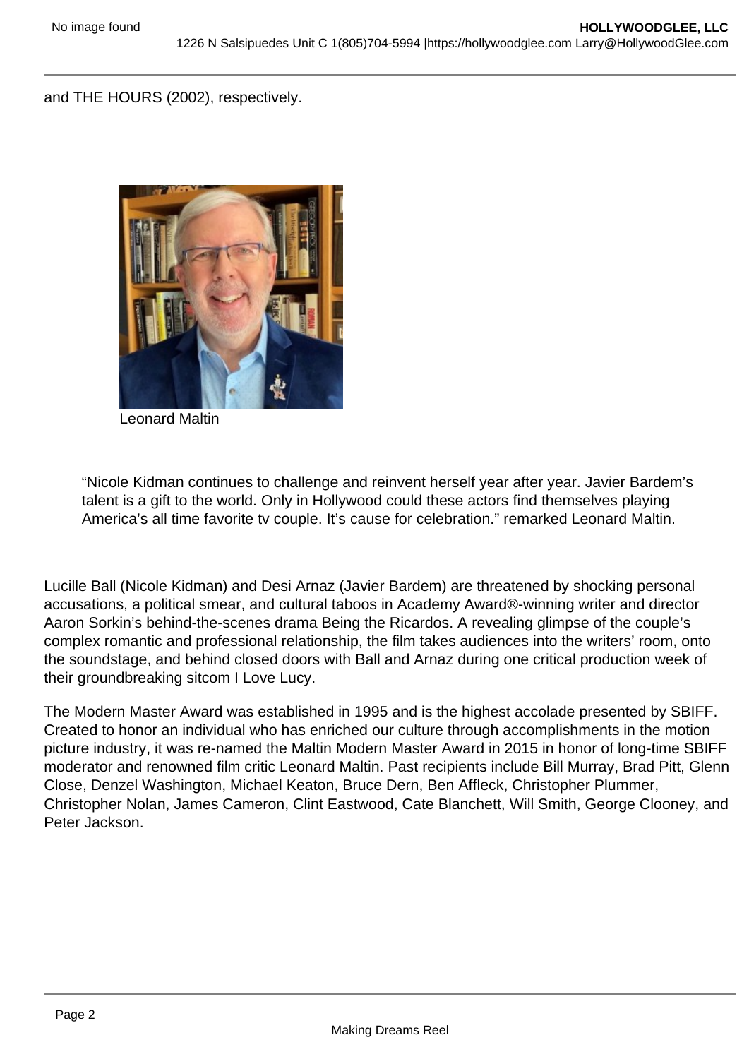and THE HOURS (2002), respectively.

Leonard Maltin

> “Nicole Kidman continues to challenge and reinvent herself year after year. Javier Bardem’s talent is a gift to the world. Only in Hollywood could these actors find themselves playing America’s all time favorite tv couple. It’s cause for celebration.” remarked Leonard Maltin.

Lucille Ball (Nicole Kidman) and Desi Arnaz (Javier Bardem) are threatened by shocking personal accusations, a political smear, and cultural taboos in Academy Award®-winning writer and director Aaron Sorkin’s behind-the-scenes drama Being the Ricardos. A revealing glimpse of the couple’s complex romantic and professional relationship, the film takes audiences into the writers’ room, onto the soundstage, and behind closed doors with Ball and Arnaz during one critical production week of their groundbreaking sitcom I Love Lucy.

The Modern Master Award was established in 1995 and is the highest accolade presented by SBIFF. Created to honor an individual who has enriched our culture through accomplishments in the motion picture industry, it was re-named the Maltin Modern Master Award in 2015 in honor of long-time SBIFF moderator and renowned film critic Leonard Maltin. Past recipients include Bill Murray, Brad Pitt, Glenn Close, Denzel Washington, Michael Keaton, Bruce Dern, Ben Affleck, Christopher Plummer, Christopher Nolan, James Cameron, Clint Eastwood, Cate Blanchett, Will Smith, George Clooney, and Peter Jackson.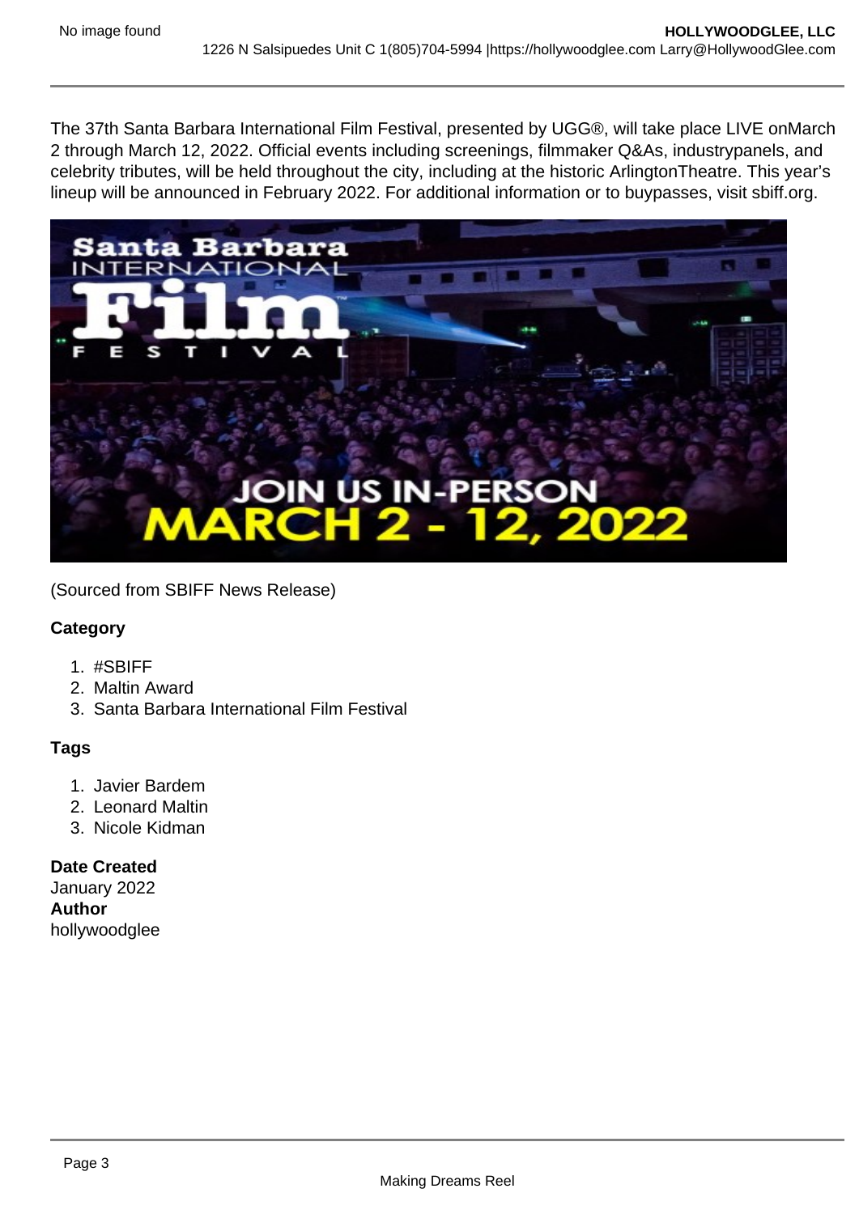The 37th Santa Barbara International Film Festival, presented by UGG®, will take place LIVE onMarch 2 through March 12, 2022. Official events including screenings, filmmaker Q&As, industrypanels, and celebrity tributes, will be held throughout the city, including at the historic ArlingtonTheatre. This year's lineup will be announced in February 2022. For additional information or to buypasses, visit sbiff.org.

(Sourced from SBIFF News Release)

**Category**

1. #SBIFF
2. Maltin Award
3. Santa Barbara International Film Festival

**Tags**

1. Javier Bardem
2. Leonard Maltin
3. Nicole Kidman

**Date Created**
January 2022
**Author**
hollywoodglee